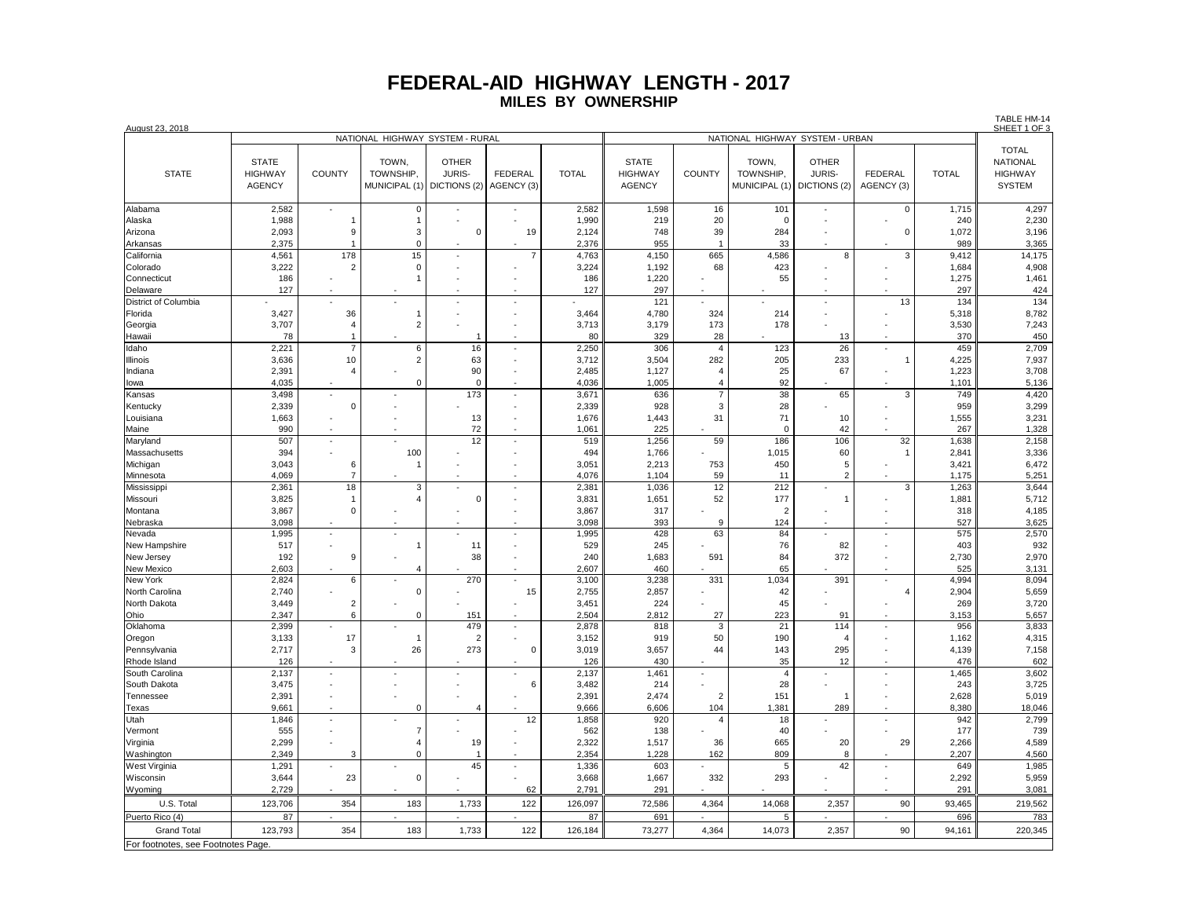# FEDERAL-AID HIGHWAY LENGTH - 2017

## MILES BY OWNERSHIP

August 23, 2018

TABLE HM-14
SHEET 1 OF 3

| STATE | NATIONAL HIGHWAY SYSTEM - RURAL | | | | | | NATIONAL HIGHWAY SYSTEM - URBAN | | | | | | TOTAL NATIONAL HIGHWAY SYSTEM |
|---|---|---|---|---|---|---|---|---|---|---|---|---|---|
| | STATE HIGHWAY AGENCY | COUNTY | TOWN, TOWNSHIP, MUNICIPAL (1) | OTHER JURIS-DICTIONS (2) | FEDERAL AGENCY (3) | TOTAL | STATE HIGHWAY AGENCY | COUNTY | TOWN, TOWNSHIP, MUNICIPAL (1) | OTHER JURIS-DICTIONS (2) | FEDERAL AGENCY (3) | TOTAL | |
| Alabama | 2,582 | - | 0 | - | - | 2,582 | 1,598 | 16 | 101 | - | 0 | 1,715 | 4,297 |
| Alaska | 1,988 | 1 | 1 | - | - | 1,990 | 219 | 20 | 0 | - | - | 240 | 2,230 |
| Arizona | 2,093 | 9 | 3 | 0 | 19 | 2,124 | 748 | 39 | 284 | - | 0 | 1,072 | 3,196 |
| Arkansas | 2,375 | 1 | 0 | - | - | 2,376 | 955 | 1 | 33 | - | - | 989 | 3,365 |
| California | 4,561 | 178 | 15 | - | 7 | 4,763 | 4,150 | 665 | 4,586 | 8 | 3 | 9,412 | 14,175 |
| Colorado | 3,222 | 2 | 0 | - | - | 3,224 | 1,192 | 68 | 423 | - | - | 1,684 | 4,908 |
| Connecticut | 186 | - | 1 | - | - | 186 | 1,220 | - | 55 | - | - | 1,275 | 1,461 |
| Delaware | 127 | - | - | - | - | 127 | 297 | - | - | - | - | 297 | 424 |
| District of Columbia | - | - | - | - | - | - | 121 | - | - | - | 13 | 134 | 134 |
| Florida | 3,427 | 36 | 1 | - | - | 3,464 | 4,780 | 324 | 214 | - | - | 5,318 | 8,782 |
| Georgia | 3,707 | 4 | 2 | - | - | 3,713 | 3,179 | 173 | 178 | - | - | 3,530 | 7,243 |
| Hawaii | 78 | 1 | - | 1 | - | 80 | 329 | 28 | - | 13 | - | 370 | 450 |
| Idaho | 2,221 | 7 | 6 | 16 | - | 2,250 | 306 | 4 | 123 | 26 | - | 459 | 2,709 |
| Illinois | 3,636 | 10 | 2 | 63 | - | 3,712 | 3,504 | 282 | 205 | 233 | 1 | 4,225 | 7,937 |
| Indiana | 2,391 | 4 | - | 90 | - | 2,485 | 1,127 | 4 | 25 | 67 | - | 1,223 | 3,708 |
| Iowa | 4,035 | - | 0 | 0 | - | 4,036 | 1,005 | 4 | 92 | - | - | 1,101 | 5,136 |
| Kansas | 3,498 | - | - | 173 | - | 3,671 | 636 | 7 | 38 | 65 | 3 | 749 | 4,420 |
| Kentucky | 2,339 | 0 | - | - | - | 2,339 | 928 | 3 | 28 | - | - | 959 | 3,299 |
| Louisiana | 1,663 | - | - | 13 | - | 1,676 | 1,443 | 31 | 71 | 10 | - | 1,555 | 3,231 |
| Maine | 990 | - | - | 72 | - | 1,061 | 225 | - | 0 | 42 | - | 267 | 1,328 |
| Maryland | 507 | - | - | 12 | - | 519 | 1,256 | 59 | 186 | 106 | 32 | 1,638 | 2,158 |
| Massachusetts | 394 | - | 100 | - | - | 494 | 1,766 | - | 1,015 | 60 | 1 | 2,841 | 3,336 |
| Michigan | 3,043 | 6 | 1 | - | - | 3,051 | 2,213 | 753 | 450 | 5 | - | 3,421 | 6,472 |
| Minnesota | 4,069 | 7 | - | - | - | 4,076 | 1,104 | 59 | 11 | 2 | - | 1,175 | 5,251 |
| Mississippi | 2,361 | 18 | 3 | - | - | 2,381 | 1,036 | 12 | 212 | - | 3 | 1,263 | 3,644 |
| Missouri | 3,825 | 1 | 4 | 0 | - | 3,831 | 1,651 | 52 | 177 | 1 | - | 1,881 | 5,712 |
| Montana | 3,867 | 0 | - | - | - | 3,867 | 317 | - | 2 | - | - | 318 | 4,185 |
| Nebraska | 3,098 | - | - | - | - | 3,098 | 393 | 9 | 124 | - | - | 527 | 3,625 |
| Nevada | 1,995 | - | - | - | - | 1,995 | 428 | 63 | 84 | - | - | 575 | 2,570 |
| New Hampshire | 517 | - | 1 | 11 | - | 529 | 245 | - | 76 | 82 | - | 403 | 932 |
| New Jersey | 192 | 9 | - | 38 | - | 240 | 1,683 | 591 | 84 | 372 | - | 2,730 | 2,970 |
| New Mexico | 2,603 | - | 4 | - | - | 2,607 | 460 | - | 65 | - | - | 525 | 3,131 |
| New York | 2,824 | 6 | - | 270 | - | 3,100 | 3,238 | 331 | 1,034 | 391 | - | 4,994 | 8,094 |
| North Carolina | 2,740 | - | 0 | - | 15 | 2,755 | 2,857 | - | 42 | - | 4 | 2,904 | 5,659 |
| North Dakota | 3,449 | 2 | - | - | - | 3,451 | 224 | - | 45 | - | - | 269 | 3,720 |
| Ohio | 2,347 | 6 | 0 | 151 | - | 2,504 | 2,812 | 27 | 223 | 91 | - | 3,153 | 5,657 |
| Oklahoma | 2,399 | - | - | 479 | - | 2,878 | 818 | 3 | 21 | 114 | - | 956 | 3,833 |
| Oregon | 3,133 | 17 | 1 | 2 | - | 3,152 | 919 | 50 | 190 | 4 | - | 1,162 | 4,315 |
| Pennsylvania | 2,717 | 3 | 26 | 273 | 0 | 3,019 | 3,657 | 44 | 143 | 295 | - | 4,139 | 7,158 |
| Rhode Island | 126 | - | - | - | - | 126 | 430 | - | 35 | 12 | - | 476 | 602 |
| South Carolina | 2,137 | - | - | - | - | 2,137 | 1,461 | - | 4 | - | - | 1,465 | 3,602 |
| South Dakota | 3,475 | - | - | - | 6 | 3,482 | 214 | - | 28 | - | - | 243 | 3,725 |
| Tennessee | 2,391 | - | - | - | - | 2,391 | 2,474 | 2 | 151 | 1 | - | 2,628 | 5,019 |
| Texas | 9,661 | - | 0 | 4 | - | 9,666 | 6,606 | 104 | 1,381 | 289 | - | 8,380 | 18,046 |
| Utah | 1,846 | - | - | - | 12 | 1,858 | 920 | 4 | 18 | - | - | 942 | 2,799 |
| Vermont | 555 | - | 7 | - | - | 562 | 138 | - | 40 | - | - | 177 | 739 |
| Virginia | 2,299 | - | 4 | 19 | - | 2,322 | 1,517 | 36 | 665 | 20 | 29 | 2,266 | 4,589 |
| Washington | 2,349 | 3 | 0 | 1 | - | 2,354 | 1,228 | 162 | 809 | 8 | - | 2,207 | 4,560 |
| West Virginia | 1,291 | - | - | 45 | - | 1,336 | 603 | - | 5 | 42 | - | 649 | 1,985 |
| Wisconsin | 3,644 | 23 | 0 | - | - | 3,668 | 1,667 | 332 | 293 | - | - | 2,292 | 5,959 |
| Wyoming | 2,729 | - | - | - | 62 | 2,791 | 291 | - | - | - | - | 291 | 3,081 |
| U.S. Total | 123,706 | 354 | 183 | 1,733 | 122 | 126,097 | 72,586 | 4,364 | 14,068 | 2,357 | 90 | 93,465 | 219,562 |
| Puerto Rico (4) | 87 | - | - | - | - | 87 | 691 | - | 5 | - | - | 696 | 783 |
| Grand Total | 123,793 | 354 | 183 | 1,733 | 122 | 126,184 | 73,277 | 4,364 | 14,073 | 2,357 | 90 | 94,161 | 220,345 |

For footnotes, see Footnotes Page.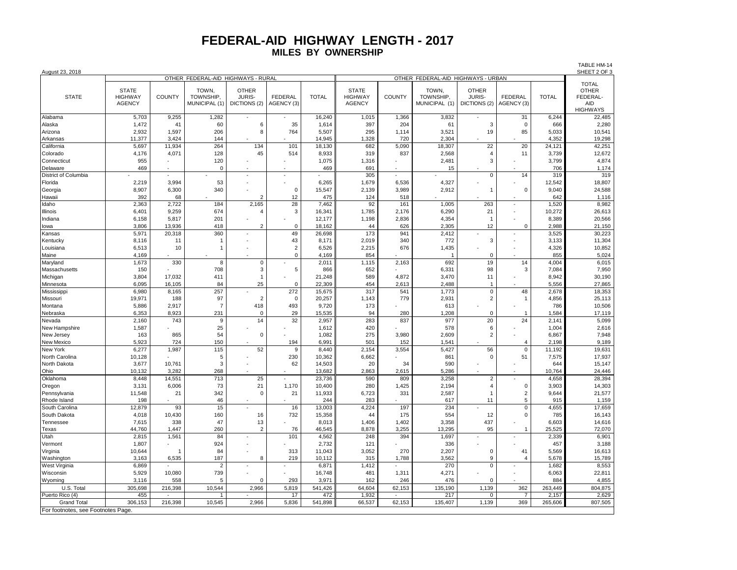# FEDERAL-AID HIGHWAY LENGTH - 2017

## MILES BY OWNERSHIP

August 23, 2018

TABLE HM-14
SHEET 2 OF 3

| STATE | OTHER FEDERAL-AID HIGHWAYS - RURAL | | | | | | OTHER FEDERAL-AID HIGHWAYS - URBAN | | | | | | TOTAL OTHER FEDERAL-AID HIGHWAYS |
|---|---|---|---|---|---|---|---|---|---|---|---|---|---|
| | STATE HIGHWAY AGENCY | COUNTY | TOWN, TOWNSHIP, MUNICIPAL (1) | OTHER JURIS-DICTIONS (2) | FEDERAL AGENCY (3) | TOTAL | STATE HIGHWAY AGENCY | COUNTY | TOWN, TOWNSHIP, MUNICIPAL (1) | OTHER JURIS-DICTIONS (2) | FEDERAL AGENCY (3) | TOTAL | |
| Alabama | 5,703 | 9,255 | 1,282 | - | - | 16,240 | 1,015 | 1,366 | 3,832 | - | 31 | 6,244 | 22,485 |
| Alaska | 1,472 | 41 | 60 | 6 | 35 | 1,614 | 397 | 204 | 61 | 3 | 0 | 666 | 2,280 |
| Arizona | 2,932 | 1,597 | 206 | 8 | 764 | 5,507 | 295 | 1,114 | 3,521 | 19 | 85 | 5,033 | 10,541 |
| Arkansas | 11,377 | 3,424 | 144 | - | - | 14,945 | 1,328 | 720 | 2,304 | - | - | 4,352 | 19,298 |
| California | 5,697 | 11,934 | 264 | 134 | 101 | 18,130 | 682 | 5,090 | 18,307 | 22 | 20 | 24,121 | 42,251 |
| Colorado | 4,176 | 4,071 | 128 | 45 | 514 | 8,933 | 319 | 837 | 2,568 | 4 | 11 | 3,739 | 12,672 |
| Connecticut | 955 | - | 120 | - | - | 1,075 | 1,316 | - | 2,481 | 3 | - | 3,799 | 4,874 |
| Delaware | 469 | - | 0 | - | - | 469 | 691 | - | 15 | - | - | 706 | 1,174 |
| District of Columbia | - | - | - | - | - | - | 305 | - | - | 0 | 14 | 319 | 319 |
| Florida | 2,219 | 3,994 | 53 | - | - | 6,265 | 1,679 | 6,536 | 4,327 | - | - | 12,542 | 18,807 |
| Georgia | 8,907 | 6,300 | 340 | - | 0 | 15,547 | 2,139 | 3,989 | 2,912 | 1 | 0 | 9,040 | 24,588 |
| Hawaii | 392 | 68 | - | 2 | 12 | 475 | 124 | 518 | - | - | - | 642 | 1,116 |
| Idaho | 2,363 | 2,722 | 184 | 2,165 | 28 | 7,462 | 92 | 161 | 1,005 | 263 | - | 1,520 | 8,982 |
| Illinois | 6,401 | 9,259 | 674 | 4 | 3 | 16,341 | 1,785 | 2,176 | 6,290 | 21 | - | 10,272 | 26,613 |
| Indiana | 6,158 | 5,817 | 201 | - | - | 12,177 | 1,198 | 2,836 | 4,354 | 1 | - | 8,389 | 20,566 |
| Iowa | 3,806 | 13,936 | 418 | 2 | 0 | 18,162 | 44 | 626 | 2,305 | 12 | 0 | 2,988 | 21,150 |
| Kansas | 5,971 | 20,318 | 360 | - | 49 | 26,698 | 173 | 941 | 2,412 | - | - | 3,525 | 30,223 |
| Kentucky | 8,116 | 11 | 1 | - | 43 | 8,171 | 2,019 | 340 | 772 | 3 | - | 3,133 | 11,304 |
| Louisiana | 6,513 | 10 | 1 | - | 2 | 6,526 | 2,215 | 676 | 1,435 | - | - | 4,326 | 10,852 |
| Maine | 4,169 | - | - | - | 0 | 4,169 | 854 | - | 1 | 0 | - | 855 | 5,024 |
| Maryland | 1,673 | 330 | 8 | 0 | - | 2,011 | 1,115 | 2,163 | 692 | 19 | 14 | 4,004 | 6,015 |
| Massachusetts | 150 | - | 708 | 3 | 5 | 866 | 652 | - | 6,331 | 98 | 3 | 7,084 | 7,950 |
| Michigan | 3,804 | 17,032 | 411 | 1 | - | 21,248 | 589 | 4,872 | 3,470 | 11 | - | 8,942 | 30,190 |
| Minnesota | 6,095 | 16,105 | 84 | 25 | 0 | 22,309 | 454 | 2,613 | 2,488 | 1 | - | 5,556 | 27,865 |
| Mississippi | 6,980 | 8,165 | 257 | - | 272 | 15,675 | 317 | 541 | 1,773 | 0 | 48 | 2,678 | 18,353 |
| Missouri | 19,971 | 188 | 97 | 2 | 0 | 20,257 | 1,143 | 779 | 2,931 | 2 | 1 | 4,856 | 25,113 |
| Montana | 5,886 | 2,917 | 7 | 418 | 493 | 9,720 | 173 | - | 613 | - | - | 786 | 10,506 |
| Nebraska | 6,353 | 8,923 | 231 | 0 | 29 | 15,535 | 94 | 280 | 1,208 | 0 | 1 | 1,584 | 17,119 |
| Nevada | 2,160 | 743 | 9 | 14 | 32 | 2,957 | 283 | 837 | 977 | 20 | 24 | 2,141 | 5,099 |
| New Hampshire | 1,587 | - | 25 | - | - | 1,612 | 420 | - | 578 | 6 | - | 1,004 | 2,616 |
| New Jersey | 163 | 865 | 54 | 0 | - | 1,082 | 275 | 3,980 | 2,609 | 2 | - | 6,867 | 7,948 |
| New Mexico | 5,923 | 724 | 150 | - | 194 | 6,991 | 501 | 152 | 1,541 | - | 4 | 2,198 | 9,189 |
| New York | 6,277 | 1,987 | 115 | 52 | 9 | 8,440 | 2,154 | 3,554 | 5,427 | 56 | 0 | 11,192 | 19,631 |
| North Carolina | 10,128 | - | 5 | - | 230 | 10,362 | 6,662 | - | 861 | 0 | 51 | 7,575 | 17,937 |
| North Dakota | 3,677 | 10,761 | 3 | - | 62 | 14,503 | 20 | 34 | 590 | - | - | 644 | 15,147 |
| Ohio | 10,132 | 3,282 | 268 | - | - | 13,682 | 2,863 | 2,615 | 5,286 | - | - | 10,764 | 24,446 |
| Oklahoma | 8,448 | 14,551 | 713 | 25 | - | 23,736 | 590 | 809 | 3,258 | 2 | - | 4,658 | 28,394 |
| Oregon | 3,131 | 6,006 | 73 | 21 | 1,170 | 10,400 | 280 | 1,425 | 2,194 | 4 | 0 | 3,903 | 14,303 |
| Pennsylvania | 11,548 | 21 | 342 | 0 | 21 | 11,933 | 6,723 | 331 | 2,587 | 1 | 2 | 9,644 | 21,577 |
| Rhode Island | 198 | - | 46 | - | - | 244 | 283 | - | 617 | 11 | 5 | 915 | 1,159 |
| South Carolina | 12,879 | 93 | 15 | - | 16 | 13,003 | 4,224 | 197 | 234 | - | 0 | 4,655 | 17,659 |
| South Dakota | 4,018 | 10,430 | 160 | 16 | 732 | 15,358 | 44 | 175 | 554 | 12 | 0 | 785 | 16,143 |
| Tennessee | 7,615 | 338 | 47 | 13 | - | 8,013 | 1,406 | 1,402 | 3,358 | 437 | - | 6,603 | 14,616 |
| Texas | 44,760 | 1,447 | 260 | 2 | 76 | 46,545 | 8,878 | 3,255 | 13,295 | 95 | 1 | 25,525 | 72,070 |
| Utah | 2,815 | 1,561 | 84 | - | 101 | 4,562 | 248 | 394 | 1,697 | - | - | 2,339 | 6,901 |
| Vermont | 1,807 | - | 924 | - | - | 2,732 | 121 | - | 336 | - | - | 457 | 3,188 |
| Virginia | 10,644 | 1 | 84 | - | 313 | 11,043 | 3,052 | 270 | 2,207 | 0 | 41 | 5,569 | 16,613 |
| Washington | 3,163 | 6,535 | 187 | 8 | 219 | 10,112 | 315 | 1,788 | 3,562 | 9 | 4 | 5,678 | 15,789 |
| West Virginia | 6,869 | - | 2 | - | - | 6,871 | 1,412 | - | 270 | 0 | - | 1,682 | 8,553 |
| Wisconsin | 5,929 | 10,080 | 739 | - | - | 16,748 | 481 | 1,311 | 4,271 | - | - | 6,063 | 22,811 |
| Wyoming | 3,116 | 558 | 5 | 0 | 293 | 3,971 | 162 | 246 | 476 | 0 | - | 884 | 4,855 |
| U.S. Total | 305,698 | 216,398 | 10,544 | 2,966 | 5,819 | 541,426 | 64,604 | 62,153 | 135,190 | 1,139 | 362 | 263,449 | 804,875 |
| Puerto Rico (4) | 455 | - | 1 | - | 17 | 472 | 1,932 | - | 217 | 0 | 7 | 2,157 | 2,629 |
| Grand Total | 306,153 | 216,398 | 10,545 | 2,966 | 5,836 | 541,898 | 66,537 | 62,153 | 135,407 | 1,139 | 369 | 265,606 | 807,505 |

For footnotes, see Footnotes Page.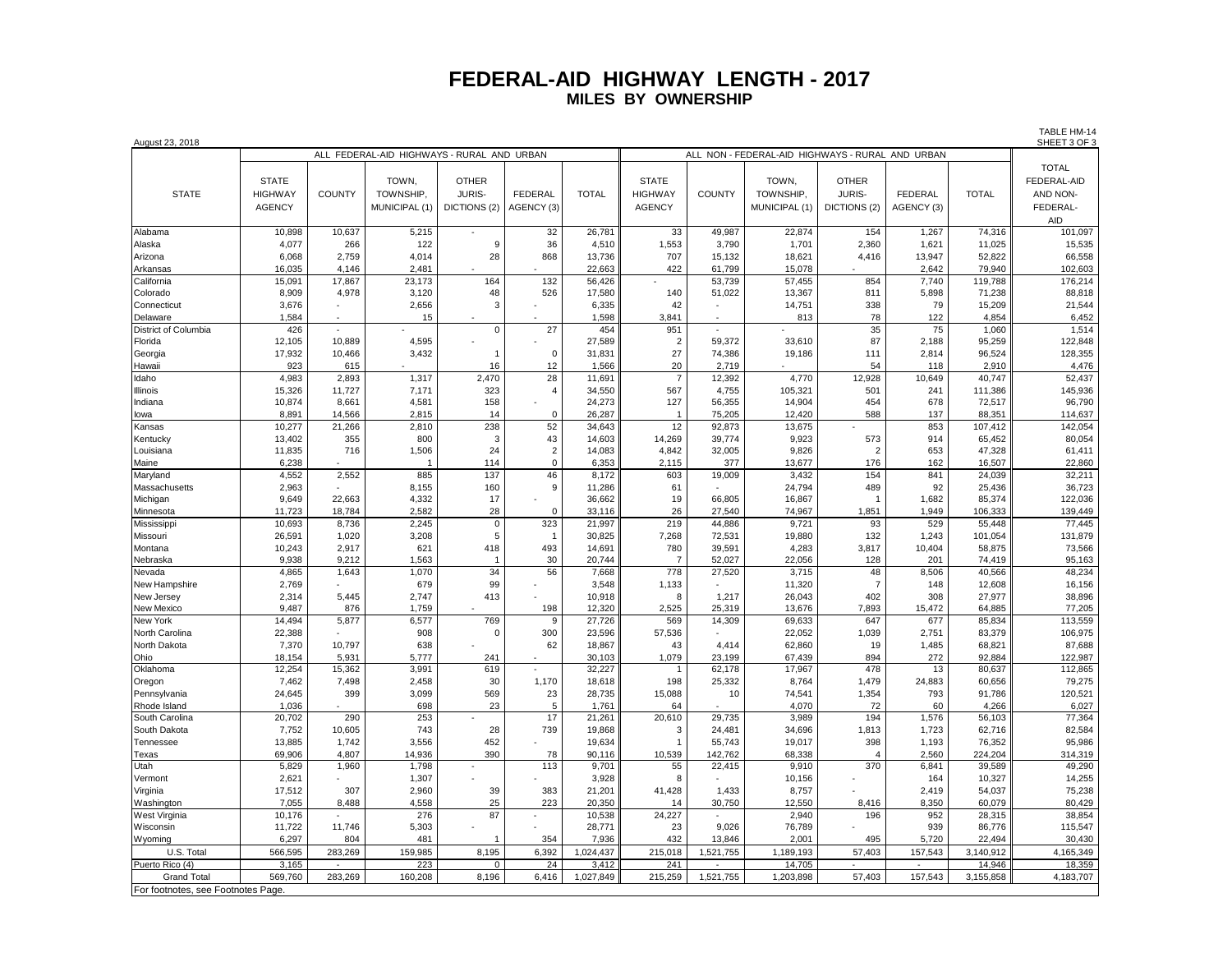# FEDERAL-AID HIGHWAY LENGTH - 2017

## MILES BY OWNERSHIP

August 23, 2018

TABLE HM-14
SHEET 3 OF 3

| STATE | ALL FEDERAL-AID HIGHWAYS - RURAL AND URBAN | | | | | | ALL NON - FEDERAL-AID HIGHWAYS - RURAL AND URBAN | | | | | | TOTAL FEDERAL-AID AND NON-FEDERAL-AID |
|---|---|---|---|---|---|---|---|---|---|---|---|---|---|
| | STATE HIGHWAY AGENCY | COUNTY | TOWN, TOWNSHIP, MUNICIPAL (1) | OTHER JURIS-DICTIONS (2) | FEDERAL AGENCY (3) | TOTAL | STATE HIGHWAY AGENCY | COUNTY | TOWN, TOWNSHIP, MUNICIPAL (1) | OTHER JURIS-DICTIONS (2) | FEDERAL AGENCY (3) | TOTAL | |
| Alabama | 10,898 | 10,637 | 5,215 | - | 32 | 26,781 | 33 | 49,987 | 22,874 | 154 | 1,267 | 74,316 | 101,097 |
| Alaska | 4,077 | 266 | 122 | 9 | 36 | 4,510 | 1,553 | 3,790 | 1,701 | 2,360 | 1,621 | 11,025 | 15,535 |
| Arizona | 6,068 | 2,759 | 4,014 | 28 | 868 | 13,736 | 707 | 15,132 | 18,621 | 4,416 | 13,947 | 52,822 | 66,558 |
| Arkansas | 16,035 | 4,146 | 2,481 | - | - | 22,663 | 422 | 61,799 | 15,078 | - | 2,642 | 79,940 | 102,603 |
| California | 15,091 | 17,867 | 23,173 | 164 | 132 | 56,426 | - | 53,739 | 57,455 | 854 | 7,740 | 119,788 | 176,214 |
| Colorado | 8,909 | 4,978 | 3,120 | 48 | 526 | 17,580 | 140 | 51,022 | 13,367 | 811 | 5,898 | 71,238 | 88,818 |
| Connecticut | 3,676 | - | 2,656 | 3 | - | 6,335 | 42 | - | 14,751 | 338 | 79 | 15,209 | 21,544 |
| Delaware | 1,584 | - | 15 | - | - | 1,598 | 3,841 | - | 813 | 78 | 122 | 4,854 | 6,452 |
| District of Columbia | 426 | - | - | 0 | 27 | 454 | 951 | - | - | 35 | 75 | 1,060 | 1,514 |
| Florida | 12,105 | 10,889 | 4,595 | - | - | 27,589 | 2 | 59,372 | 33,610 | 87 | 2,188 | 95,259 | 122,848 |
| Georgia | 17,932 | 10,466 | 3,432 | 1 | 0 | 31,831 | 27 | 74,386 | 19,186 | 111 | 2,814 | 96,524 | 128,355 |
| Hawaii | 923 | 615 | - | 16 | 12 | 1,566 | 20 | 2,719 | - | 54 | 118 | 2,910 | 4,476 |
| Idaho | 4,983 | 2,893 | 1,317 | 2,470 | 28 | 11,691 | 7 | 12,392 | 4,770 | 12,928 | 10,649 | 40,747 | 52,437 |
| Illinois | 15,326 | 11,727 | 7,171 | 323 | 4 | 34,550 | 567 | 4,755 | 105,321 | 501 | 241 | 111,386 | 145,936 |
| Indiana | 10,874 | 8,661 | 4,581 | 158 | - | 24,273 | 127 | 56,355 | 14,904 | 454 | 678 | 72,517 | 96,790 |
| Iowa | 8,891 | 14,566 | 2,815 | 14 | 0 | 26,287 | 1 | 75,205 | 12,420 | 588 | 137 | 88,351 | 114,637 |
| Kansas | 10,277 | 21,266 | 2,810 | 238 | 52 | 34,643 | 12 | 92,873 | 13,675 | - | 853 | 107,412 | 142,054 |
| Kentucky | 13,402 | 355 | 800 | 3 | 43 | 14,603 | 14,269 | 39,774 | 9,923 | 573 | 914 | 65,452 | 80,054 |
| Louisiana | 11,835 | 716 | 1,506 | 24 | 2 | 14,083 | 4,842 | 32,005 | 9,826 | 2 | 653 | 47,328 | 61,411 |
| Maine | 6,238 | - | 1 | 114 | 0 | 6,353 | 2,115 | 377 | 13,677 | 176 | 162 | 16,507 | 22,860 |
| Maryland | 4,552 | 2,552 | 885 | 137 | 46 | 8,172 | 603 | 19,009 | 3,432 | 154 | 841 | 24,039 | 32,211 |
| Massachusetts | 2,963 | - | 8,155 | 160 | 9 | 11,286 | 61 | - | 24,794 | 489 | 92 | 25,436 | 36,723 |
| Michigan | 9,649 | 22,663 | 4,332 | 17 | - | 36,662 | 19 | 66,805 | 16,867 | 1 | 1,682 | 85,374 | 122,036 |
| Minnesota | 11,723 | 18,784 | 2,582 | 28 | 0 | 33,116 | 26 | 27,540 | 74,967 | 1,851 | 1,949 | 106,333 | 139,449 |
| Mississippi | 10,693 | 8,736 | 2,245 | 0 | 323 | 21,997 | 219 | 44,886 | 9,721 | 93 | 529 | 55,448 | 77,445 |
| Missouri | 26,591 | 1,020 | 3,208 | 5 | 1 | 30,825 | 7,268 | 72,531 | 19,880 | 132 | 1,243 | 101,054 | 131,879 |
| Montana | 10,243 | 2,917 | 621 | 418 | 493 | 14,691 | 780 | 39,591 | 4,283 | 3,817 | 10,404 | 58,875 | 73,566 |
| Nebraska | 9,938 | 9,212 | 1,563 | 1 | 30 | 20,744 | 7 | 52,027 | 22,056 | 128 | 201 | 74,419 | 95,163 |
| Nevada | 4,865 | 1,643 | 1,070 | 34 | 56 | 7,668 | 778 | 27,520 | 3,715 | 48 | 8,506 | 40,566 | 48,234 |
| New Hampshire | 2,769 | - | 679 | 99 | - | 3,548 | 1,133 | - | 11,320 | 7 | 148 | 12,608 | 16,156 |
| New Jersey | 2,314 | 5,445 | 2,747 | 413 | - | 10,918 | 8 | 1,217 | 26,043 | 402 | 308 | 27,977 | 38,896 |
| New Mexico | 9,487 | 876 | 1,759 | - | 198 | 12,320 | 2,525 | 25,319 | 13,676 | 7,893 | 15,472 | 64,885 | 77,205 |
| New York | 14,494 | 5,877 | 6,577 | 769 | 9 | 27,726 | 569 | 14,309 | 69,633 | 647 | 677 | 85,834 | 113,559 |
| North Carolina | 22,388 | - | 908 | 0 | 300 | 23,596 | 57,536 | - | 22,052 | 1,039 | 2,751 | 83,379 | 106,975 |
| North Dakota | 7,370 | 10,797 | 638 | - | 62 | 18,867 | 43 | 4,414 | 62,860 | 19 | 1,485 | 68,821 | 87,688 |
| Ohio | 18,154 | 5,931 | 5,777 | 241 | - | 30,103 | 1,079 | 23,199 | 67,439 | 894 | 272 | 92,884 | 122,987 |
| Oklahoma | 12,254 | 15,362 | 3,991 | 619 | - | 32,227 | 1 | 62,178 | 17,967 | 478 | 13 | 80,637 | 112,865 |
| Oregon | 7,462 | 7,498 | 2,458 | 30 | 1,170 | 18,618 | 198 | 25,332 | 8,764 | 1,479 | 24,883 | 60,656 | 79,275 |
| Pennsylvania | 24,645 | 399 | 3,099 | 569 | 23 | 28,735 | 15,088 | 10 | 74,541 | 1,354 | 793 | 91,786 | 120,521 |
| Rhode Island | 1,036 | - | 698 | 23 | 5 | 1,761 | 64 | - | 4,070 | 72 | 60 | 4,266 | 6,027 |
| South Carolina | 20,702 | 290 | 253 | - | 17 | 21,261 | 20,610 | 29,735 | 3,989 | 194 | 1,576 | 56,103 | 77,364 |
| South Dakota | 7,752 | 10,605 | 743 | 28 | 739 | 19,868 | 3 | 24,481 | 34,696 | 1,813 | 1,723 | 62,716 | 82,584 |
| Tennessee | 13,885 | 1,742 | 3,556 | 452 | - | 19,634 | 1 | 55,743 | 19,017 | 398 | 1,193 | 76,352 | 95,986 |
| Texas | 69,906 | 4,807 | 14,936 | 390 | 78 | 90,116 | 10,539 | 142,762 | 68,338 | 4 | 2,560 | 224,204 | 314,319 |
| Utah | 5,829 | 1,960 | 1,798 | - | 113 | 9,701 | 55 | 22,415 | 9,910 | 370 | 6,841 | 39,589 | 49,290 |
| Vermont | 2,621 | - | 1,307 | - | - | 3,928 | 8 | - | 10,156 | - | 164 | 10,327 | 14,255 |
| Virginia | 17,512 | 307 | 2,960 | 39 | 383 | 21,201 | 41,428 | 1,433 | 8,757 | - | 2,419 | 54,037 | 75,238 |
| Washington | 7,055 | 8,488 | 4,558 | 25 | 223 | 20,350 | 14 | 30,750 | 12,550 | 8,416 | 8,350 | 60,079 | 80,429 |
| West Virginia | 10,176 | - | 276 | 87 | - | 10,538 | 24,227 | - | 2,940 | 196 | 952 | 28,315 | 38,854 |
| Wisconsin | 11,722 | 11,746 | 5,303 | - | - | 28,771 | 23 | 9,026 | 76,789 | - | 939 | 86,776 | 115,547 |
| Wyoming | 6,297 | 804 | 481 | 1 | 354 | 7,936 | 432 | 13,846 | 2,001 | 495 | 5,720 | 22,494 | 30,430 |
| U.S. Total | 566,595 | 283,269 | 159,985 | 8,195 | 6,392 | 1,024,437 | 215,018 | 1,521,755 | 1,189,193 | 57,403 | 157,543 | 3,140,912 | 4,165,349 |
| Puerto Rico (4) | 3,165 | - | 223 | 0 | 24 | 3,412 | 241 | - | 14,705 | - | - | 14,946 | 18,359 |
| Grand Total | 569,760 | 283,269 | 160,208 | 8,196 | 6,416 | 1,027,849 | 215,259 | 1,521,755 | 1,203,898 | 57,403 | 157,543 | 3,155,858 | 4,183,707 |

For footnotes, see Footnotes Page.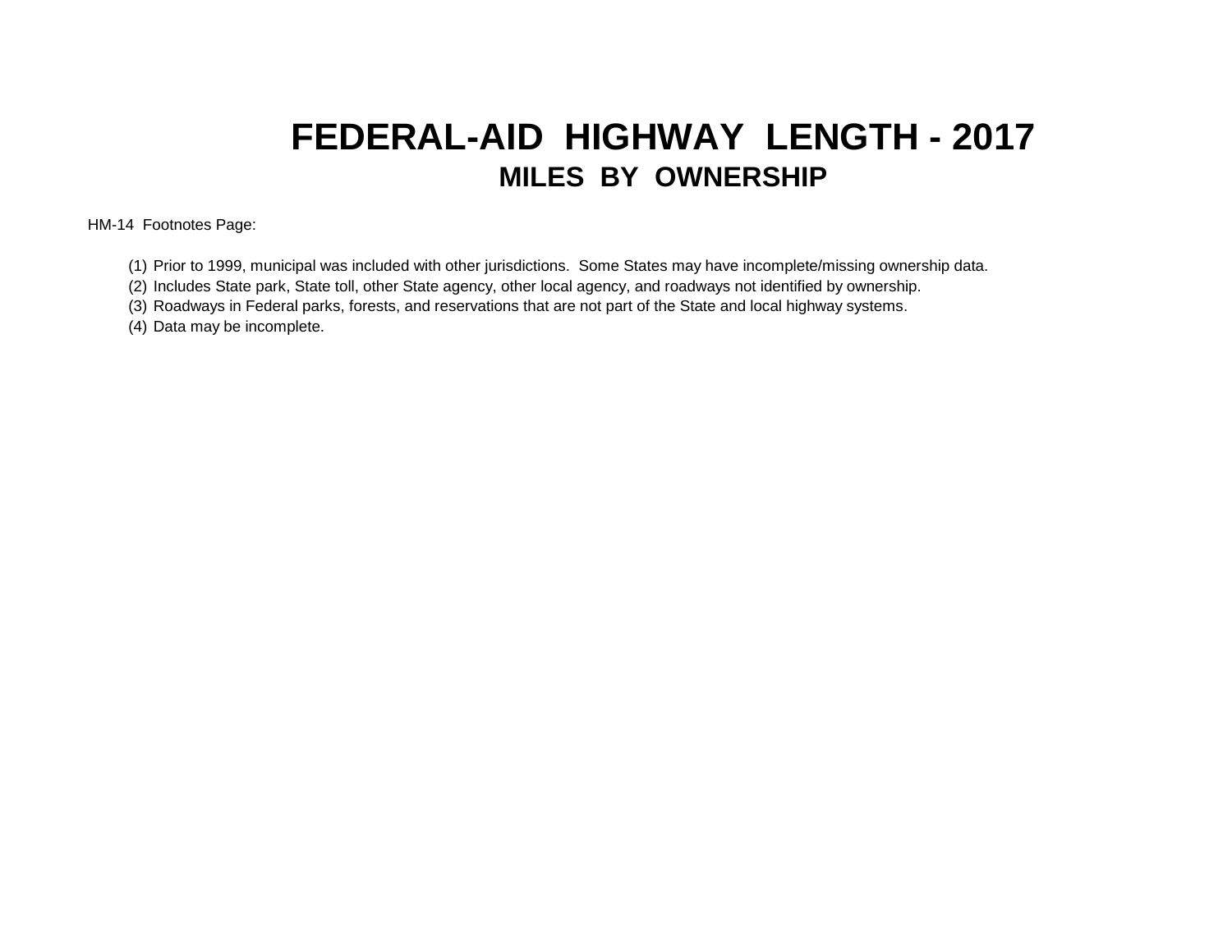# FEDERAL-AID HIGHWAY LENGTH - 2017

## MILES BY OWNERSHIP

HM-14 Footnotes Page:

(1) Prior to 1999, municipal was included with other jurisdictions. Some States may have incomplete/missing ownership data.
(2) Includes State park, State toll, other State agency, other local agency, and roadways not identified by ownership.
(3) Roadways in Federal parks, forests, and reservations that are not part of the State and local highway systems.
(4) Data may be incomplete.